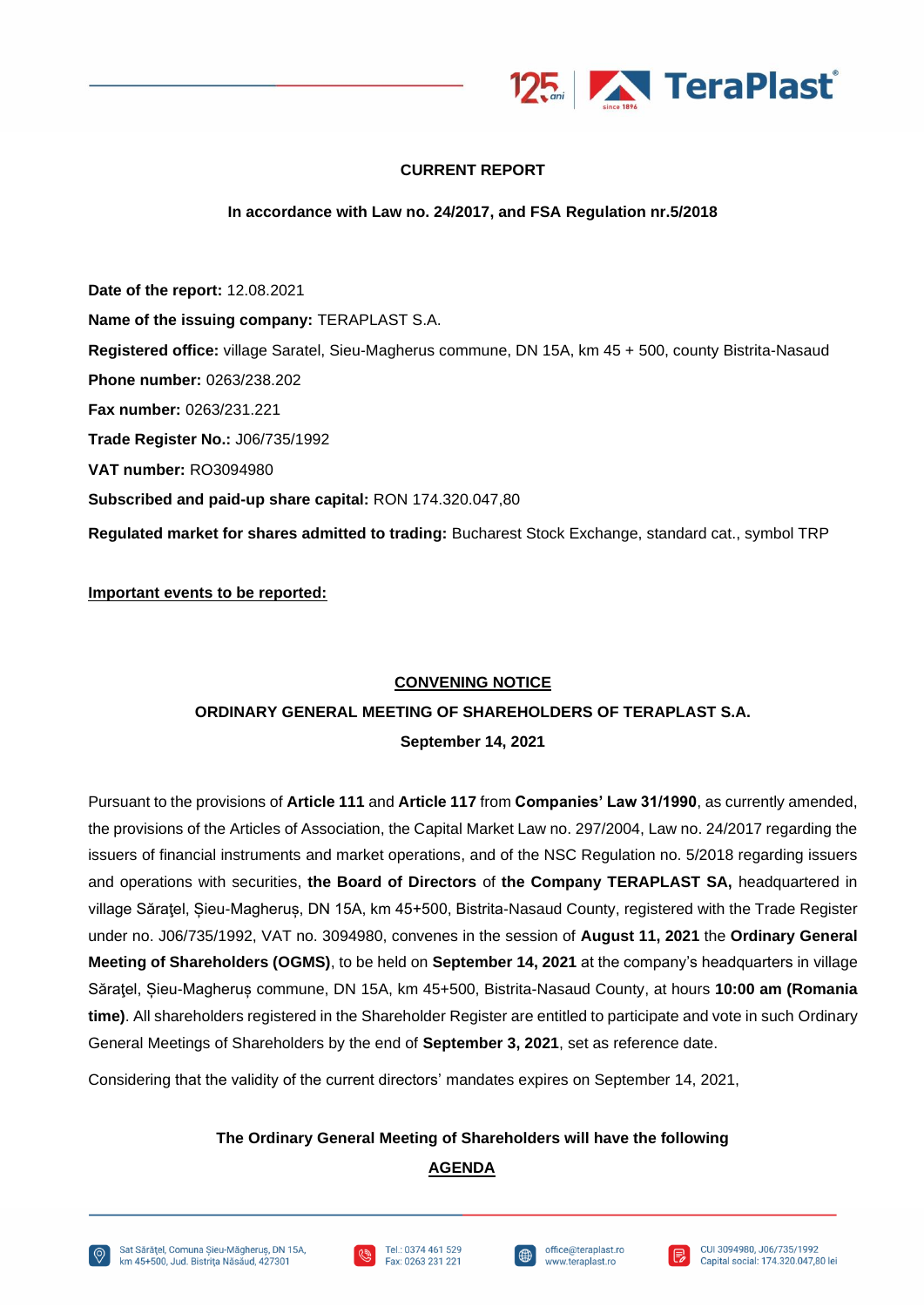**CURRENT REPORT**

**In accordance with Law no. 24/2017, and FSA Regulation nr.5/2018**

**Date of the report:** 12.08.2021

**Name of the issuing company:** TERAPLAST S.A.

**Registered office:** village Saratel, Sieu-Magherus commune, DN 15A, km 45 + 500, county Bistrita-Nasaud

**Phone number:** 0263/238.202

**Fax number:** 0263/231.221

**Trade Register No.:** J06/735/1992

**VAT number:** RO3094980

**Subscribed and paid-up share capital:** RON 174.320.047,80

**Regulated market for shares admitted to trading:** Bucharest Stock Exchange, standard cat., symbol TRP

**Important events to be reported:**

## CONVENING NOTICE

## ORDINARY GENERAL MEETING OF SHAREHOLDERS OF TERAPLAST S.A.

**September 14, 2021**

Pursuant to the provisions of **Article 111** and **Article 117** from **Companies' Law 31/1990**, as currently amended, the provisions of the Articles of Association, the Capital Market Law no. 297/2004, Law no. 24/2017 regarding the issuers of financial instruments and market operations, and of the NSC Regulation no. 5/2018 regarding issuers and operations with securities, **the Board of Directors** of **the Company TERAPLAST SA,** headquartered in village Sărațel, Șieu-Magheruș, DN 15A, km 45+500, Bistrita-Nasaud County, registered with the Trade Register under no. J06/735/1992, VAT no. 3094980, convenes in the session of **August 11, 2021** the **Ordinary General Meeting of Shareholders (OGMS)**, to be held on **September 14, 2021** at the company's headquarters in village Sărațel, Șieu-Magheruș commune, DN 15A, km 45+500, Bistrita-Nasaud County, at hours **10:00 am (Romania time)**. All shareholders registered in the Shareholder Register are entitled to participate and vote in such Ordinary General Meetings of Shareholders by the end of **September 3, 2021**, set as reference date.

Considering that the validity of the current directors' mandates expires on September 14, 2021,

**The Ordinary General Meeting of Shareholders will have the following**

**AGENDA**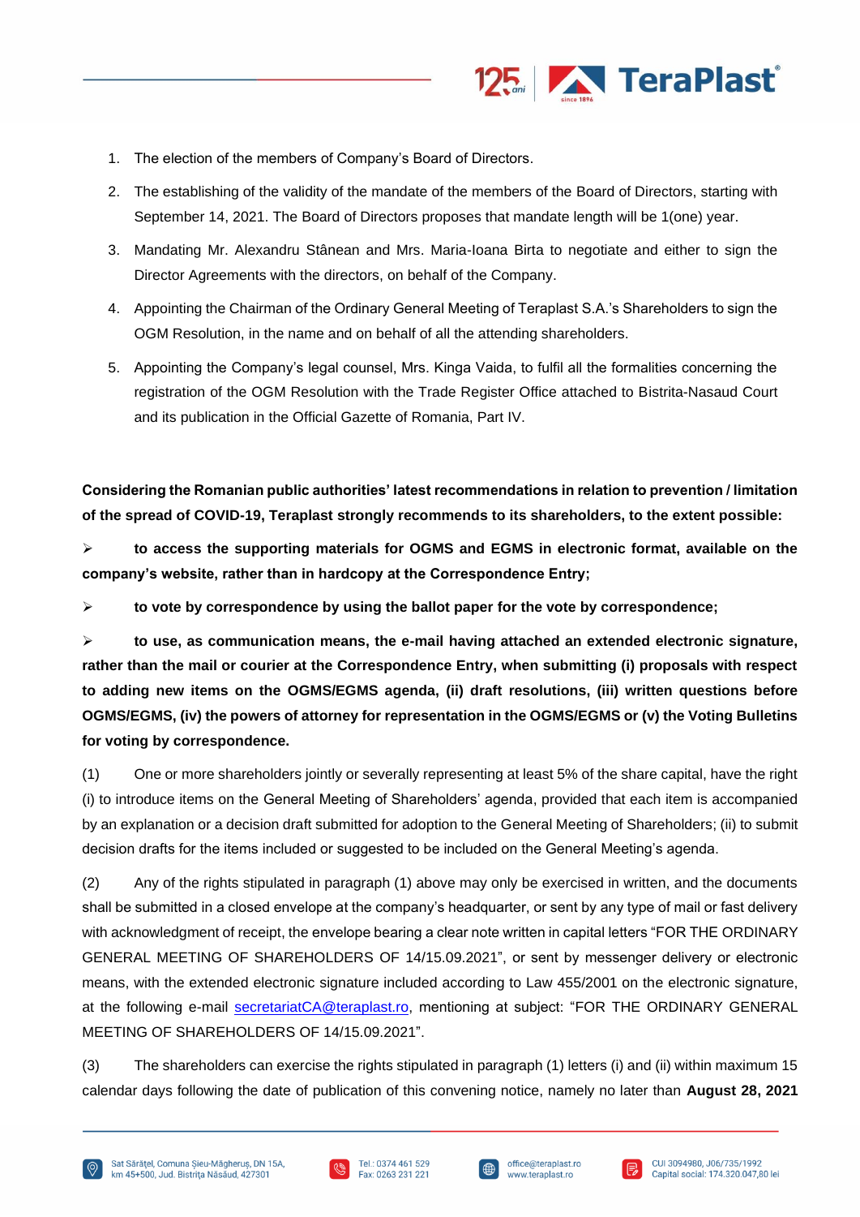1. The election of the members of Company's Board of Directors.
2. The establishing of the validity of the mandate of the members of the Board of Directors, starting with September 14, 2021. The Board of Directors proposes that mandate length will be 1(one) year.
3. Mandating Mr. Alexandru Stânean and Mrs. Maria-Ioana Birta to negotiate and either to sign the Director Agreements with the directors, on behalf of the Company.
4. Appointing the Chairman of the Ordinary General Meeting of Teraplast S.A.'s Shareholders to sign the OGM Resolution, in the name and on behalf of all the attending shareholders.
5. Appointing the Company's legal counsel, Mrs. Kinga Vaida, to fulfil all the formalities concerning the registration of the OGM Resolution with the Trade Register Office attached to Bistrita-Nasaud Court and its publication in the Official Gazette of Romania, Part IV.

**Considering the Romanian public authorities' latest recommendations in relation to prevention / limitation of the spread of COVID-19, Teraplast strongly recommends to its shareholders, to the extent possible:**

- **to access the supporting materials for OGMS and EGMS in electronic format, available on the company's website, rather than in hardcopy at the Correspondence Entry;**
- **to vote by correspondence by using the ballot paper for the vote by correspondence;**
- **to use, as communication means, the e-mail having attached an extended electronic signature, rather than the mail or courier at the Correspondence Entry, when submitting (i) proposals with respect to adding new items on the OGMS/EGMS agenda, (ii) draft resolutions, (iii) written questions before OGMS/EGMS, (iv) the powers of attorney for representation in the OGMS/EGMS or (v) the Voting Bulletins for voting by correspondence.**

(1) One or more shareholders jointly or severally representing at least 5% of the share capital, have the right (i) to introduce items on the General Meeting of Shareholders' agenda, provided that each item is accompanied by an explanation or a decision draft submitted for adoption to the General Meeting of Shareholders; (ii) to submit decision drafts for the items included or suggested to be included on the General Meeting's agenda.

(2) Any of the rights stipulated in paragraph (1) above may only be exercised in written, and the documents shall be submitted in a closed envelope at the company's headquarter, or sent by any type of mail or fast delivery with acknowledgment of receipt, the envelope bearing a clear note written in capital letters "FOR THE ORDINARY GENERAL MEETING OF SHAREHOLDERS OF 14/15.09.2021", or sent by messenger delivery or electronic means, with the extended electronic signature included according to Law 455/2001 on the electronic signature, at the following e-mail secretariatCA@teraplast.ro, mentioning at subject: "FOR THE ORDINARY GENERAL MEETING OF SHAREHOLDERS OF 14/15.09.2021".

(3) The shareholders can exercise the rights stipulated in paragraph (1) letters (i) and (ii) within maximum 15 calendar days following the date of publication of this convening notice, namely no later than **August 28, 2021**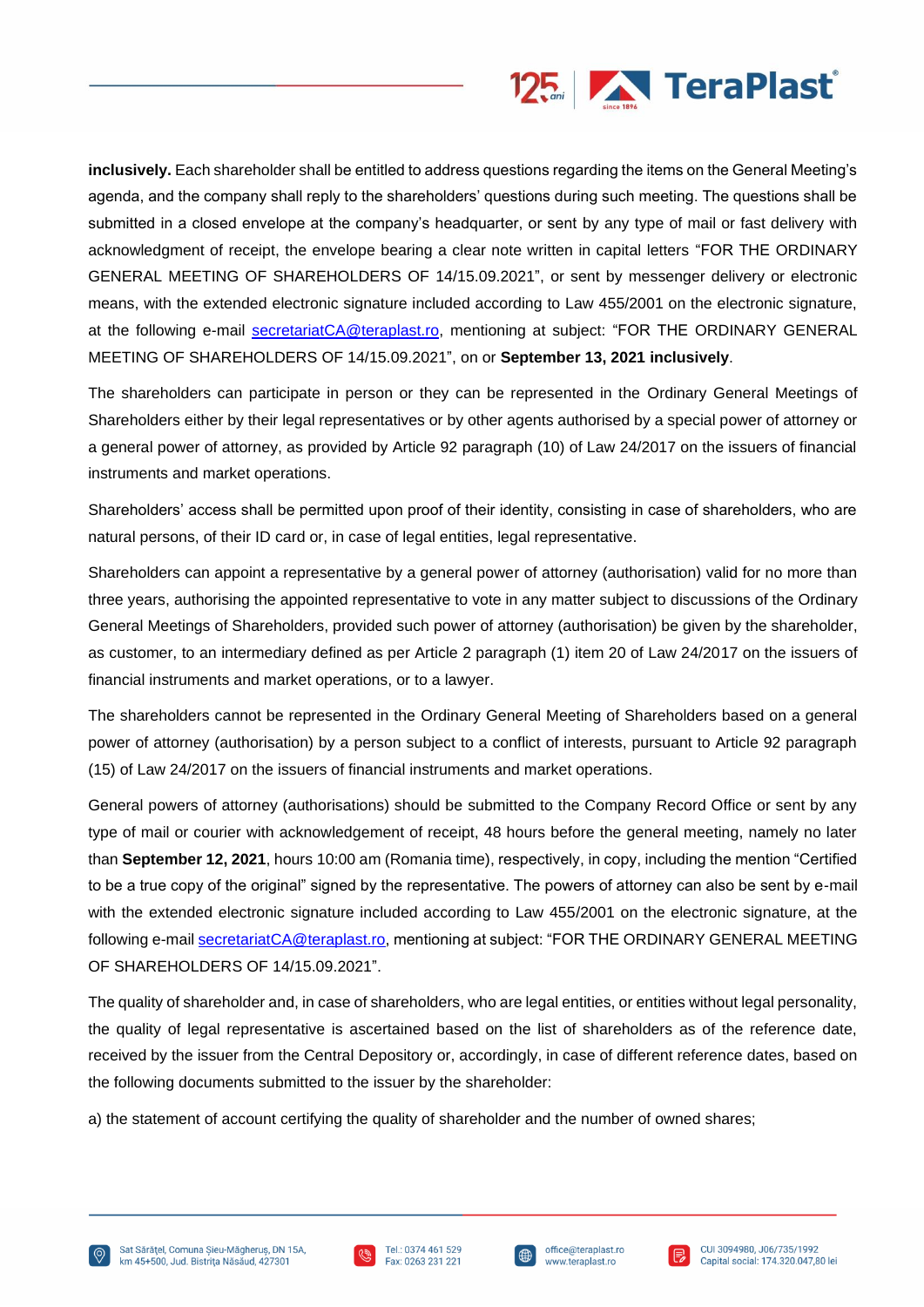**inclusively.** Each shareholder shall be entitled to address questions regarding the items on the General Meeting's agenda, and the company shall reply to the shareholders' questions during such meeting. The questions shall be submitted in a closed envelope at the company's headquarter, or sent by any type of mail or fast delivery with acknowledgment of receipt, the envelope bearing a clear note written in capital letters "FOR THE ORDINARY GENERAL MEETING OF SHAREHOLDERS OF 14/15.09.2021", or sent by messenger delivery or electronic means, with the extended electronic signature included according to Law 455/2001 on the electronic signature, at the following e-mail secretariatCA@teraplast.ro, mentioning at subject: "FOR THE ORDINARY GENERAL MEETING OF SHAREHOLDERS OF 14/15.09.2021", on or **September 13, 2021 inclusively**.

The shareholders can participate in person or they can be represented in the Ordinary General Meetings of Shareholders either by their legal representatives or by other agents authorised by a special power of attorney or a general power of attorney, as provided by Article 92 paragraph (10) of Law 24/2017 on the issuers of financial instruments and market operations.

Shareholders' access shall be permitted upon proof of their identity, consisting in case of shareholders, who are natural persons, of their ID card or, in case of legal entities, legal representative.

Shareholders can appoint a representative by a general power of attorney (authorisation) valid for no more than three years, authorising the appointed representative to vote in any matter subject to discussions of the Ordinary General Meetings of Shareholders, provided such power of attorney (authorisation) be given by the shareholder, as customer, to an intermediary defined as per Article 2 paragraph (1) item 20 of Law 24/2017 on the issuers of financial instruments and market operations, or to a lawyer.

The shareholders cannot be represented in the Ordinary General Meeting of Shareholders based on a general power of attorney (authorisation) by a person subject to a conflict of interests, pursuant to Article 92 paragraph (15) of Law 24/2017 on the issuers of financial instruments and market operations.

General powers of attorney (authorisations) should be submitted to the Company Record Office or sent by any type of mail or courier with acknowledgement of receipt, 48 hours before the general meeting, namely no later than **September 12, 2021**, hours 10:00 am (Romania time), respectively, in copy, including the mention "Certified to be a true copy of the original" signed by the representative. The powers of attorney can also be sent by e-mail with the extended electronic signature included according to Law 455/2001 on the electronic signature, at the following e-mail secretariatCA@teraplast.ro, mentioning at subject: "FOR THE ORDINARY GENERAL MEETING OF SHAREHOLDERS OF 14/15.09.2021".

The quality of shareholder and, in case of shareholders, who are legal entities, or entities without legal personality, the quality of legal representative is ascertained based on the list of shareholders as of the reference date, received by the issuer from the Central Depository or, accordingly, in case of different reference dates, based on the following documents submitted to the issuer by the shareholder:

a) the statement of account certifying the quality of shareholder and the number of owned shares;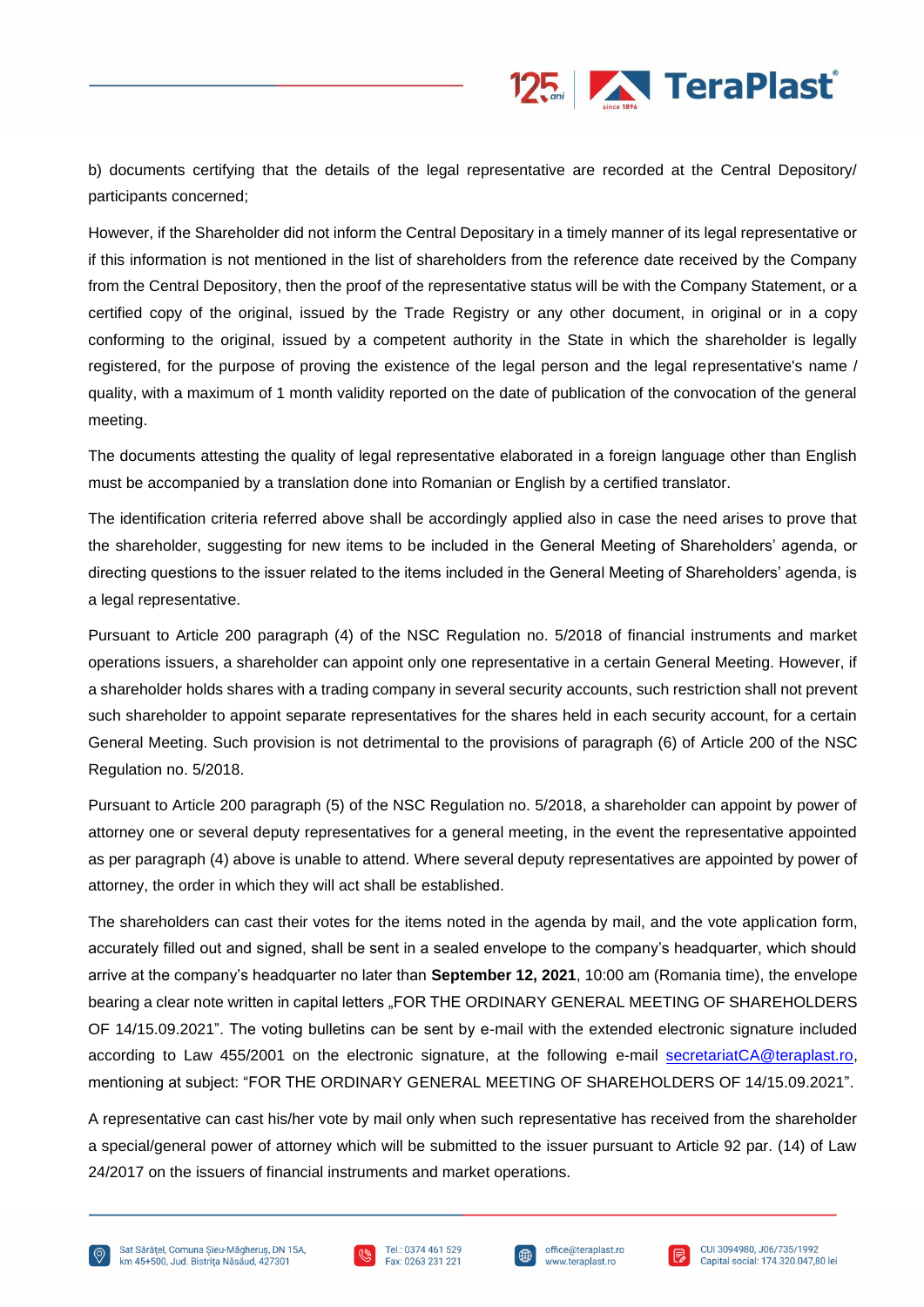b) documents certifying that the details of the legal representative are recorded at the Central Depository/ participants concerned;

However, if the Shareholder did not inform the Central Depositary in a timely manner of its legal representative or if this information is not mentioned in the list of shareholders from the reference date received by the Company from the Central Depository, then the proof of the representative status will be with the Company Statement, or a certified copy of the original, issued by the Trade Registry or any other document, in original or in a copy conforming to the original, issued by a competent authority in the State in which the shareholder is legally registered, for the purpose of proving the existence of the legal person and the legal representative's name / quality, with a maximum of 1 month validity reported on the date of publication of the convocation of the general meeting.

The documents attesting the quality of legal representative elaborated in a foreign language other than English must be accompanied by a translation done into Romanian or English by a certified translator.

The identification criteria referred above shall be accordingly applied also in case the need arises to prove that the shareholder, suggesting for new items to be included in the General Meeting of Shareholders' agenda, or directing questions to the issuer related to the items included in the General Meeting of Shareholders' agenda, is a legal representative.

Pursuant to Article 200 paragraph (4) of the NSC Regulation no. 5/2018 of financial instruments and market operations issuers, a shareholder can appoint only one representative in a certain General Meeting. However, if a shareholder holds shares with a trading company in several security accounts, such restriction shall not prevent such shareholder to appoint separate representatives for the shares held in each security account, for a certain General Meeting. Such provision is not detrimental to the provisions of paragraph (6) of Article 200 of the NSC Regulation no. 5/2018.

Pursuant to Article 200 paragraph (5) of the NSC Regulation no. 5/2018, a shareholder can appoint by power of attorney one or several deputy representatives for a general meeting, in the event the representative appointed as per paragraph (4) above is unable to attend. Where several deputy representatives are appointed by power of attorney, the order in which they will act shall be established.

The shareholders can cast their votes for the items noted in the agenda by mail, and the vote application form, accurately filled out and signed, shall be sent in a sealed envelope to the company's headquarter, which should arrive at the company's headquarter no later than **September 12, 2021**, 10:00 am (Romania time), the envelope bearing a clear note written in capital letters „FOR THE ORDINARY GENERAL MEETING OF SHAREHOLDERS OF 14/15.09.2021". The voting bulletins can be sent by e-mail with the extended electronic signature included according to Law 455/2001 on the electronic signature, at the following e-mail secretariatCA@teraplast.ro, mentioning at subject: "FOR THE ORDINARY GENERAL MEETING OF SHAREHOLDERS OF 14/15.09.2021".

A representative can cast his/her vote by mail only when such representative has received from the shareholder a special/general power of attorney which will be submitted to the issuer pursuant to Article 92 par. (14) of Law 24/2017 on the issuers of financial instruments and market operations.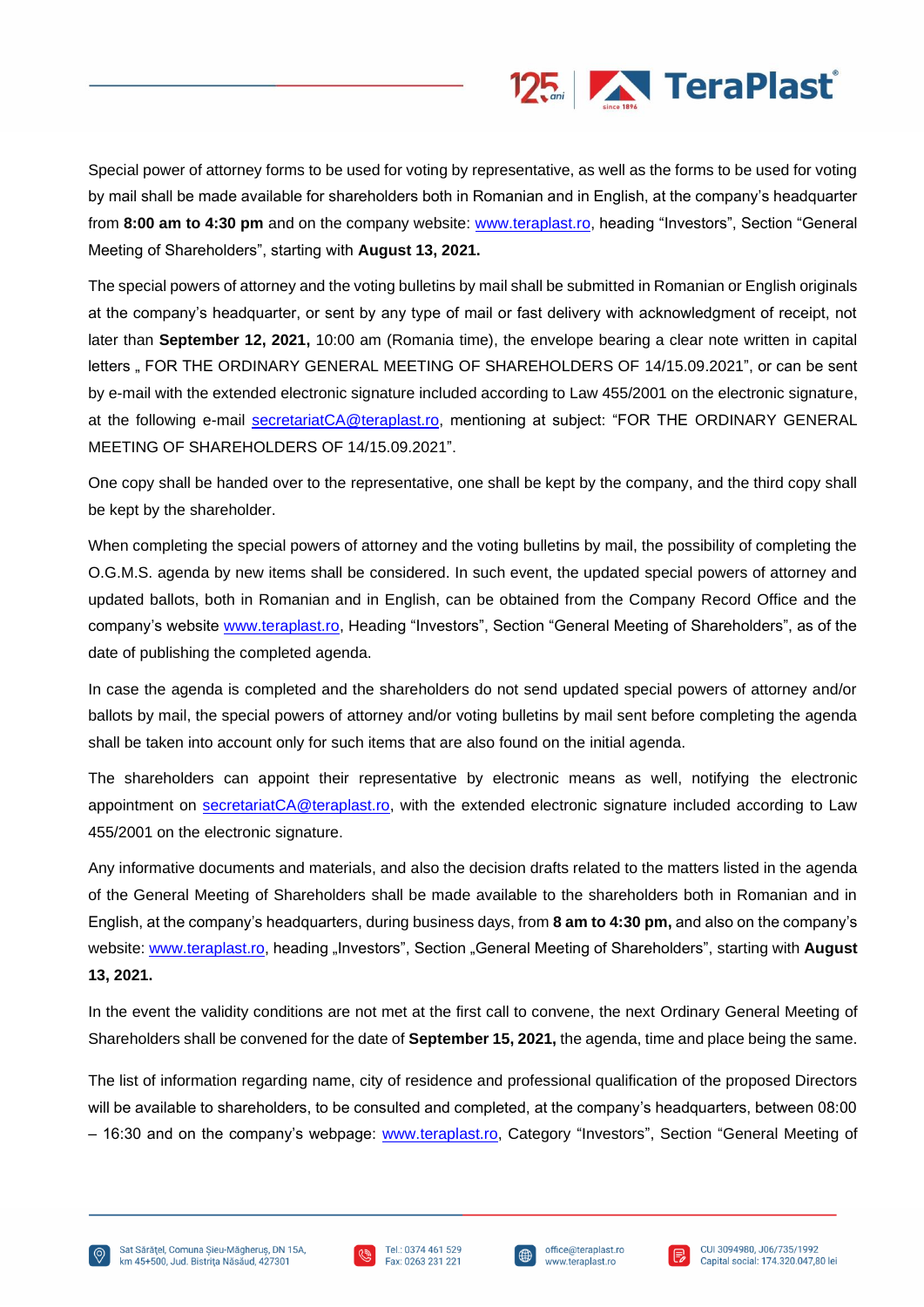Special power of attorney forms to be used for voting by representative, as well as the forms to be used for voting by mail shall be made available for shareholders both in Romanian and in English, at the company's headquarter from **8:00 am to 4:30 pm** and on the company website: www.teraplast.ro, heading "Investors", Section "General Meeting of Shareholders", starting with **August 13, 2021.**

The special powers of attorney and the voting bulletins by mail shall be submitted in Romanian or English originals at the company's headquarter, or sent by any type of mail or fast delivery with acknowledgment of receipt, not later than **September 12, 2021,** 10:00 am (Romania time), the envelope bearing a clear note written in capital letters „ FOR THE ORDINARY GENERAL MEETING OF SHAREHOLDERS OF 14/15.09.2021", or can be sent by e-mail with the extended electronic signature included according to Law 455/2001 on the electronic signature, at the following e-mail secretariatCA@teraplast.ro, mentioning at subject: "FOR THE ORDINARY GENERAL MEETING OF SHAREHOLDERS OF 14/15.09.2021".

One copy shall be handed over to the representative, one shall be kept by the company, and the third copy shall be kept by the shareholder.

When completing the special powers of attorney and the voting bulletins by mail, the possibility of completing the O.G.M.S. agenda by new items shall be considered. In such event, the updated special powers of attorney and updated ballots, both in Romanian and in English, can be obtained from the Company Record Office and the company's website www.teraplast.ro, Heading "Investors", Section "General Meeting of Shareholders", as of the date of publishing the completed agenda.

In case the agenda is completed and the shareholders do not send updated special powers of attorney and/or ballots by mail, the special powers of attorney and/or voting bulletins by mail sent before completing the agenda shall be taken into account only for such items that are also found on the initial agenda.

The shareholders can appoint their representative by electronic means as well, notifying the electronic appointment on secretariatCA@teraplast.ro, with the extended electronic signature included according to Law 455/2001 on the electronic signature.

Any informative documents and materials, and also the decision drafts related to the matters listed in the agenda of the General Meeting of Shareholders shall be made available to the shareholders both in Romanian and in English, at the company's headquarters, during business days, from **8 am to 4:30 pm,** and also on the company's website: www.teraplast.ro, heading „Investors", Section „General Meeting of Shareholders", starting with **August 13, 2021.**

In the event the validity conditions are not met at the first call to convene, the next Ordinary General Meeting of Shareholders shall be convened for the date of **September 15, 2021,** the agenda, time and place being the same.

The list of information regarding name, city of residence and professional qualification of the proposed Directors will be available to shareholders, to be consulted and completed, at the company's headquarters, between 08:00 – 16:30 and on the company's webpage: www.teraplast.ro, Category "Investors", Section "General Meeting of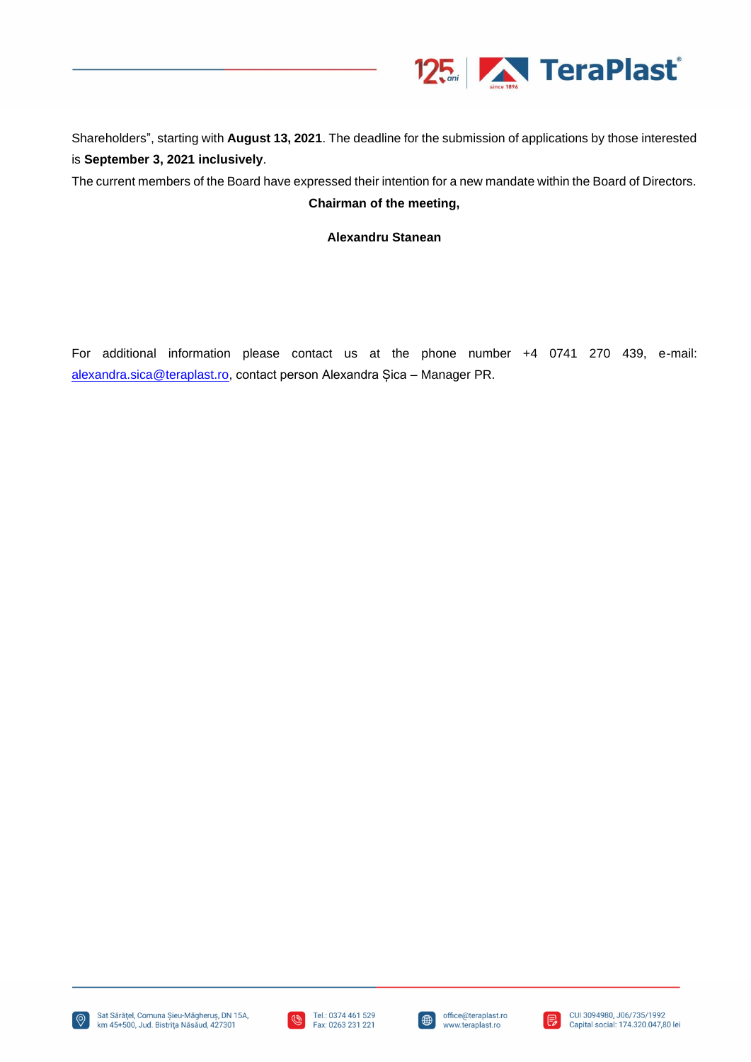Shareholders", starting with **August 13, 2021**. The deadline for the submission of applications by those interested is **September 3, 2021 inclusively**.

The current members of the Board have expressed their intention for a new mandate within the Board of Directors.

**Chairman of the meeting,**

**Alexandru Stanean**

For additional information please contact us at the phone number +4 0741 270 439, e-mail: alexandra.sica@teraplast.ro, contact person Alexandra Șica – Manager PR.